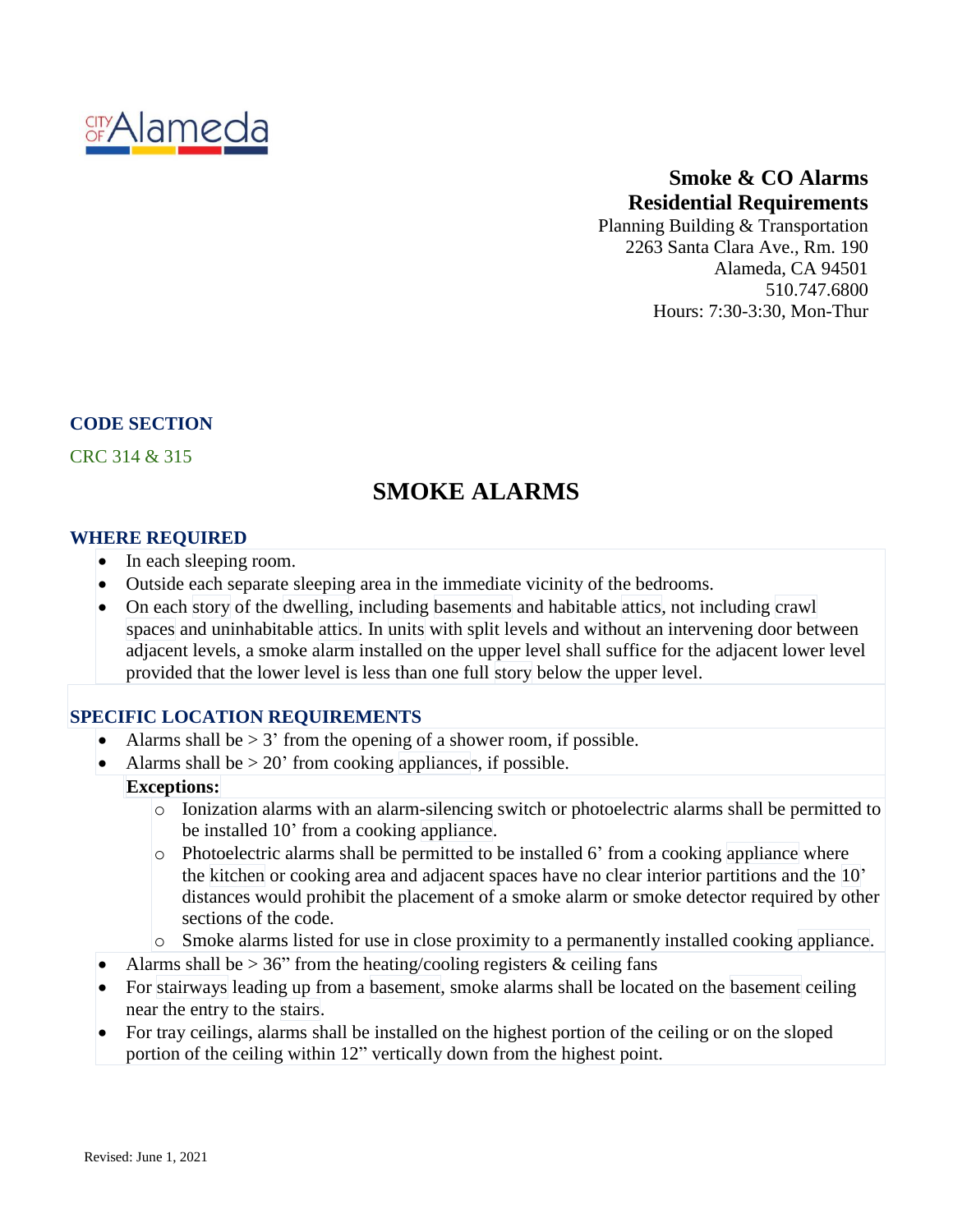CITY OF Alameda

**Smoke & CO Alarms**
**Residential Requirements**
Planning Building & Transportation
2263 Santa Clara Ave., Rm. 190
Alameda, CA 94501
510.747.6800
Hours: 7:30-3:30, Mon-Thur

### CODE SECTION

CRC 314 & 315

# SMOKE ALARMS

### WHERE REQUIRED

- In each sleeping room.
- Outside each separate sleeping area in the immediate vicinity of the bedrooms.
- On each story of the dwelling, including basements and habitable attics, not including crawl spaces and uninhabitable attics. In units with split levels and without an intervening door between adjacent levels, a smoke alarm installed on the upper level shall suffice for the adjacent lower level provided that the lower level is less than one full story below the upper level.

### SPECIFIC LOCATION REQUIREMENTS

- Alarms shall be > 3' from the opening of a shower room, if possible.
- Alarms shall be > 20' from cooking appliances, if possible.

  **Exceptions:**
  - Ionization alarms with an alarm-silencing switch or photoelectric alarms shall be permitted to be installed 10' from a cooking appliance.
  - Photoelectric alarms shall be permitted to be installed 6' from a cooking appliance where the kitchen or cooking area and adjacent spaces have no clear interior partitions and the 10' distances would prohibit the placement of a smoke alarm or smoke detector required by other sections of the code.
  - Smoke alarms listed for use in close proximity to a permanently installed cooking appliance.
- Alarms shall be > 36" from the heating/cooling registers & ceiling fans
- For stairways leading up from a basement, smoke alarms shall be located on the basement ceiling near the entry to the stairs.
- For tray ceilings, alarms shall be installed on the highest portion of the ceiling or on the sloped portion of the ceiling within 12" vertically down from the highest point.

Revised: June 1, 2021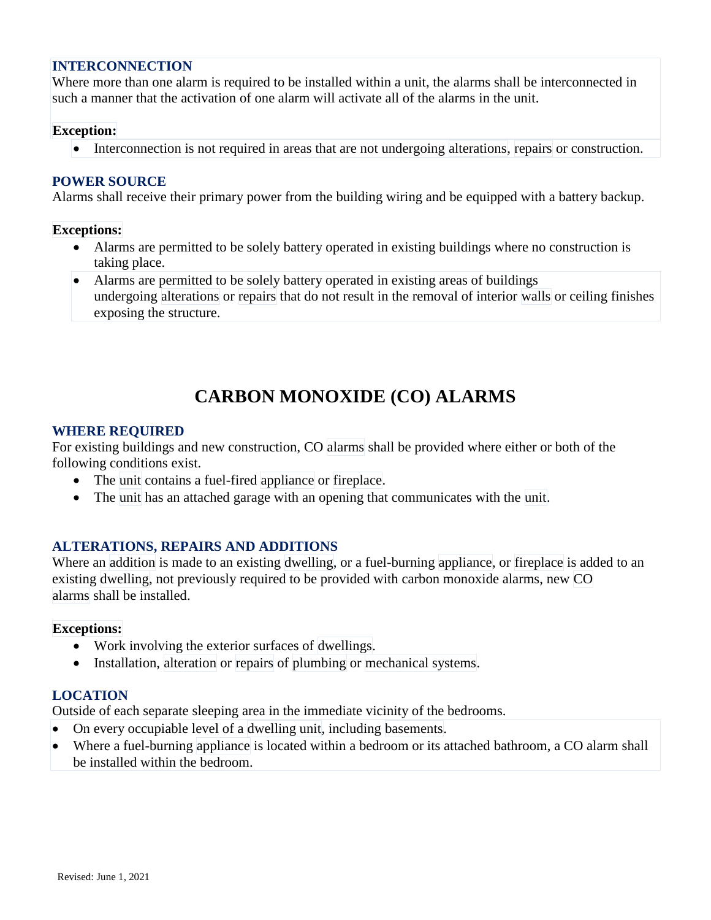### INTERCONNECTION

Where more than one alarm is required to be installed within a unit, the alarms shall be interconnected in such a manner that the activation of one alarm will activate all of the alarms in the unit.

**Exception:**

- Interconnection is not required in areas that are not undergoing alterations, repairs or construction.

### POWER SOURCE

Alarms shall receive their primary power from the building wiring and be equipped with a battery backup.

**Exceptions:**

- Alarms are permitted to be solely battery operated in existing buildings where no construction is taking place.
- Alarms are permitted to be solely battery operated in existing areas of buildings undergoing alterations or repairs that do not result in the removal of interior walls or ceiling finishes exposing the structure.

## CARBON MONOXIDE (CO) ALARMS

### WHERE REQUIRED

For existing buildings and new construction, CO alarms shall be provided where either or both of the following conditions exist.

- The unit contains a fuel-fired appliance or fireplace.
- The unit has an attached garage with an opening that communicates with the unit.

### ALTERATIONS, REPAIRS AND ADDITIONS

Where an addition is made to an existing dwelling, or a fuel-burning appliance, or fireplace is added to an existing dwelling, not previously required to be provided with carbon monoxide alarms, new CO alarms shall be installed.

**Exceptions:**

- Work involving the exterior surfaces of dwellings.
- Installation, alteration or repairs of plumbing or mechanical systems.

### LOCATION

Outside of each separate sleeping area in the immediate vicinity of the bedrooms.

- On every occupiable level of a dwelling unit, including basements.
- Where a fuel-burning appliance is located within a bedroom or its attached bathroom, a CO alarm shall be installed within the bedroom.

Revised: June 1, 2021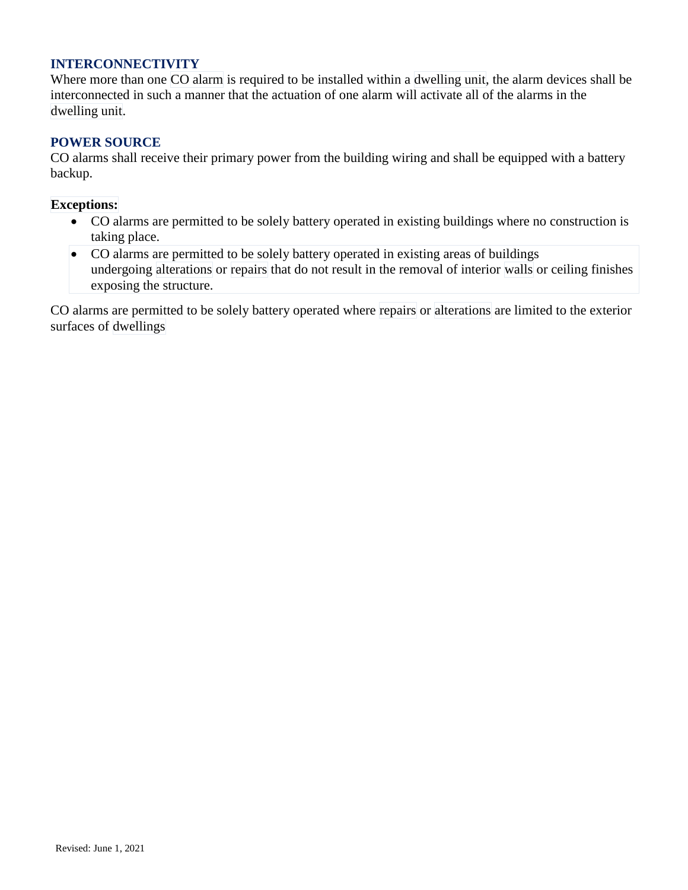## INTERCONNECTIVITY

Where more than one CO alarm is required to be installed within a dwelling unit, the alarm devices shall be interconnected in such a manner that the actuation of one alarm will activate all of the alarms in the dwelling unit.

## POWER SOURCE

CO alarms shall receive their primary power from the building wiring and shall be equipped with a battery backup.

**Exceptions:**

- CO alarms are permitted to be solely battery operated in existing buildings where no construction is taking place.
- CO alarms are permitted to be solely battery operated in existing areas of buildings undergoing alterations or repairs that do not result in the removal of interior walls or ceiling finishes exposing the structure.

CO alarms are permitted to be solely battery operated where repairs or alterations are limited to the exterior surfaces of dwellings

Revised: June 1, 2021